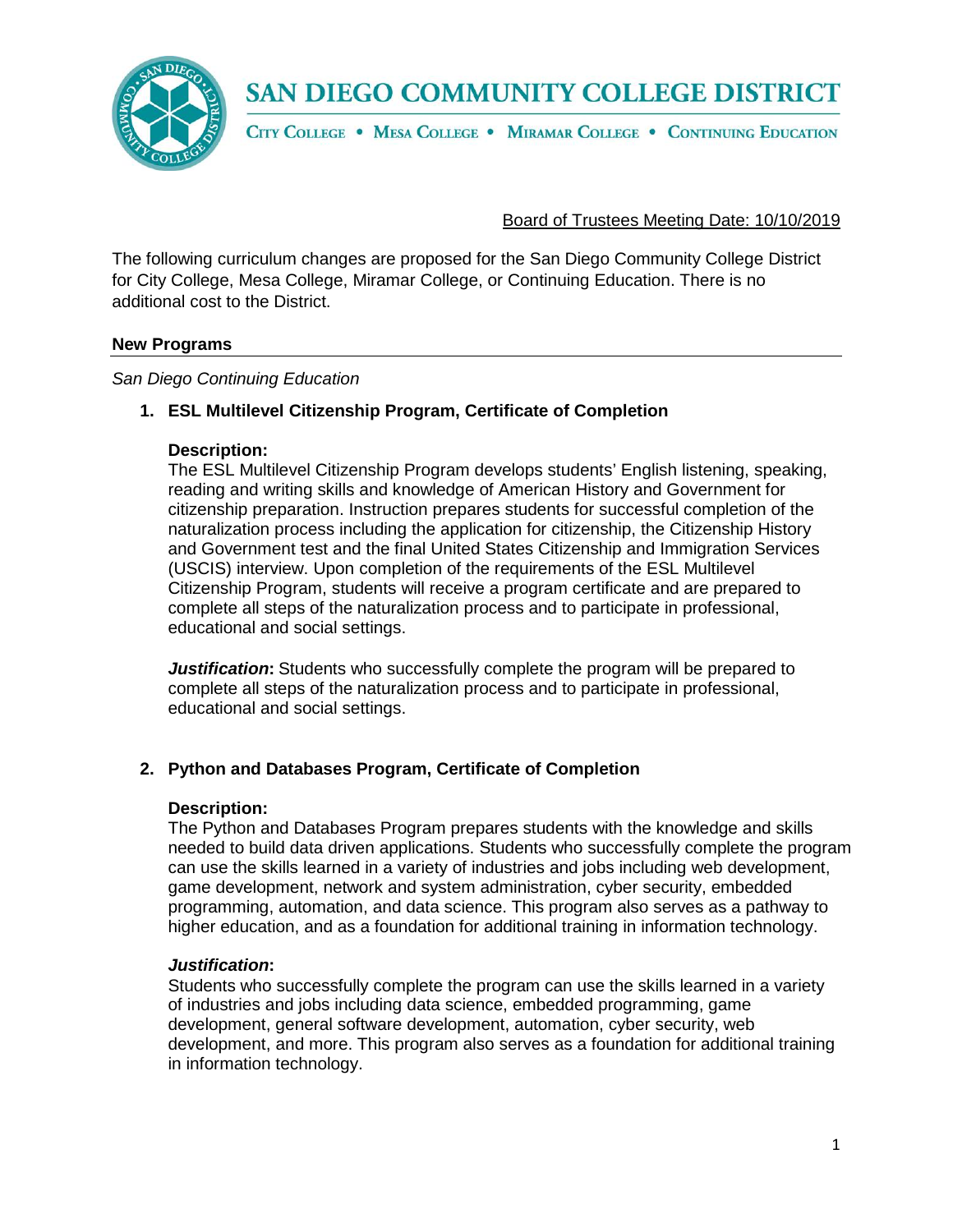# SAN DIEGO COMMUNITY COLLEGE DISTRICT

CITY COLLEGE • MESA COLLEGE • MIRAMAR COLLEGE • CONTINUING EDUCATION

Board of Trustees Meeting Date: 10/10/2019

The following curriculum changes are proposed for the San Diego Community College District for City College, Mesa College, Miramar College, or Continuing Education. There is no additional cost to the District.

## New Programs

*San Diego Continuing Education*

1. **ESL Multilevel Citizenship Program, Certificate of Completion**

   **Description:**
   The ESL Multilevel Citizenship Program develops students' English listening, speaking, reading and writing skills and knowledge of American History and Government for citizenship preparation. Instruction prepares students for successful completion of the naturalization process including the application for citizenship, the Citizenship History and Government test and the final United States Citizenship and Immigration Services (USCIS) interview. Upon completion of the requirements of the ESL Multilevel Citizenship Program, students will receive a program certificate and are prepared to complete all steps of the naturalization process and to participate in professional, educational and social settings.

   ***Justification*****:** Students who successfully complete the program will be prepared to complete all steps of the naturalization process and to participate in professional, educational and social settings.

2. **Python and Databases Program, Certificate of Completion**

   **Description:**
   The Python and Databases Program prepares students with the knowledge and skills needed to build data driven applications. Students who successfully complete the program can use the skills learned in a variety of industries and jobs including web development, game development, network and system administration, cyber security, embedded programming, automation, and data science. This program also serves as a pathway to higher education, and as a foundation for additional training in information technology.

   ***Justification*****:**
   Students who successfully complete the program can use the skills learned in a variety of industries and jobs including data science, embedded programming, game development, general software development, automation, cyber security, web development, and more. This program also serves as a foundation for additional training in information technology.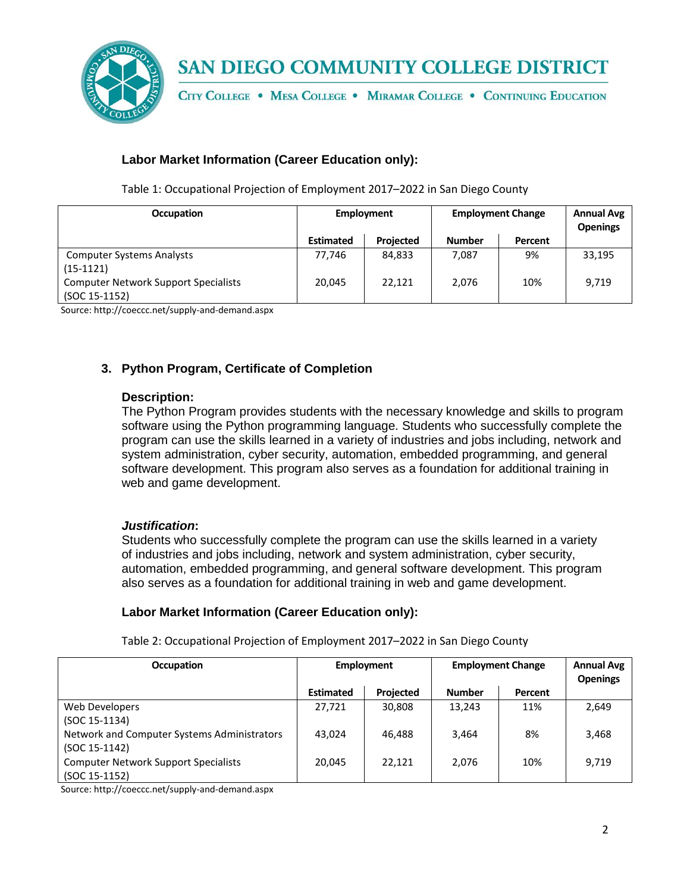### Labor Market Information (Career Education only):

Table 1: Occupational Projection of Employment 2017–2022 in San Diego County

| Occupation | Employment | | Employment Change | | Annual Avg Openings |
|---|---|---|---|---|---|
| | Estimated | Projected | Number | Percent | |
| Computer Systems Analysts (15-1121) | 77,746 | 84,833 | 7,087 | 9% | 33,195 |
| Computer Network Support Specialists (SOC 15-1152) | 20,045 | 22,121 | 2,076 | 10% | 9,719 |

Source: http://coeccc.net/supply-and-demand.aspx

## 3. Python Program, Certificate of Completion

### Description:

The Python Program provides students with the necessary knowledge and skills to program software using the Python programming language. Students who successfully complete the program can use the skills learned in a variety of industries and jobs including, network and system administration, cyber security, automation, embedded programming, and general software development. This program also serves as a foundation for additional training in web and game development.

### *Justification*:

Students who successfully complete the program can use the skills learned in a variety of industries and jobs including, network and system administration, cyber security, automation, embedded programming, and general software development. This program also serves as a foundation for additional training in web and game development.

### Labor Market Information (Career Education only):

Table 2: Occupational Projection of Employment 2017–2022 in San Diego County

| Occupation | Employment | | Employment Change | | Annual Avg Openings |
|---|---|---|---|---|---|
| | Estimated | Projected | Number | Percent | |
| Web Developers (SOC 15-1134) | 27,721 | 30,808 | 13,243 | 11% | 2,649 |
| Network and Computer Systems Administrators (SOC 15-1142) | 43,024 | 46,488 | 3,464 | 8% | 3,468 |
| Computer Network Support Specialists (SOC 15-1152) | 20,045 | 22,121 | 2,076 | 10% | 9,719 |

Source: http://coeccc.net/supply-and-demand.aspx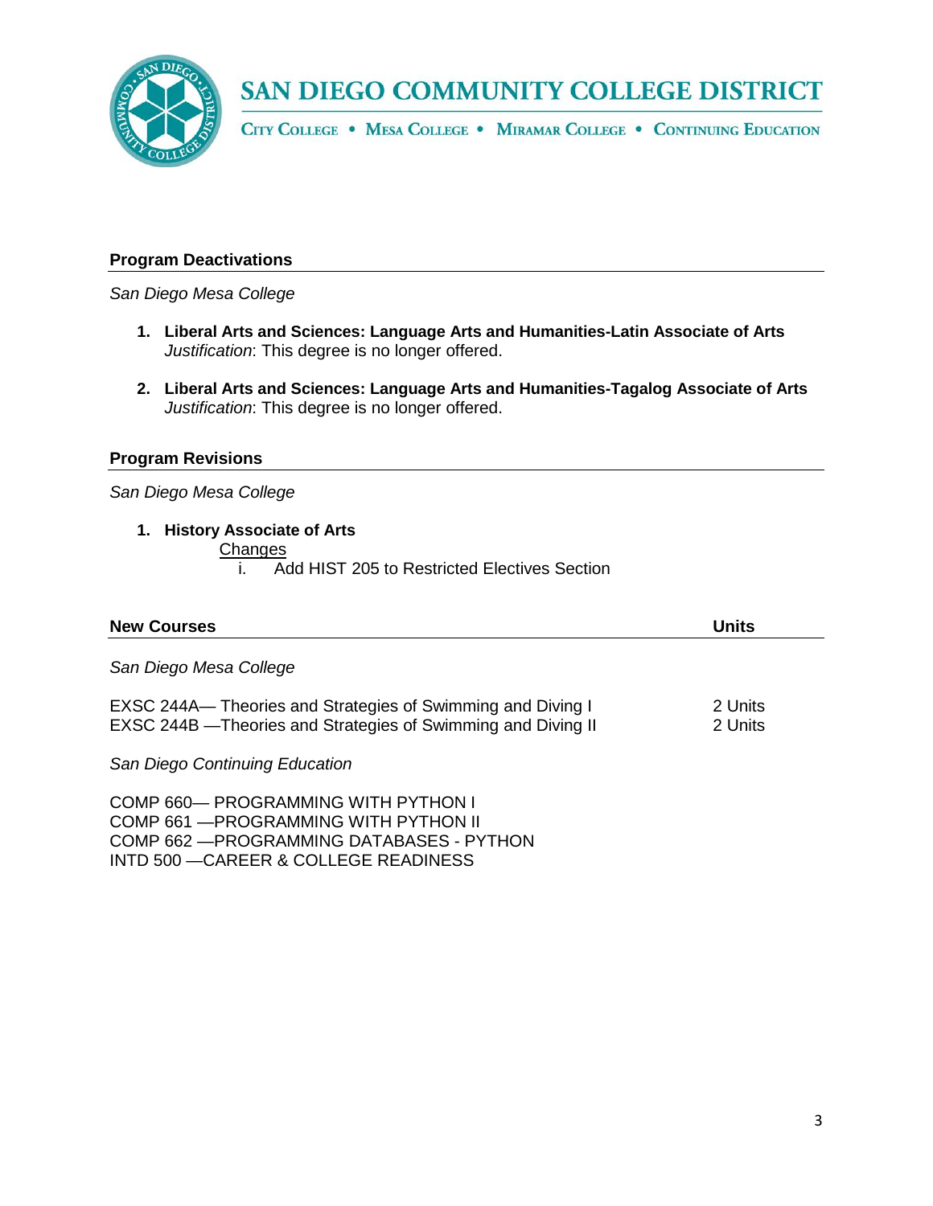### Program Deactivations

*San Diego Mesa College*

1. **Liberal Arts and Sciences: Language Arts and Humanities-Latin Associate of Arts**
   *Justification*: This degree is no longer offered.

2. **Liberal Arts and Sciences: Language Arts and Humanities-Tagalog Associate of Arts**
   *Justification*: This degree is no longer offered.

### Program Revisions

*San Diego Mesa College*

1. **History Associate of Arts**
   Changes
   i. Add HIST 205 to Restricted Electives Section

### New Courses

| New Courses | Units |
|---|---|
| *San Diego Mesa College* | |
| EXSC 244A— Theories and Strategies of Swimming and Diving I | 2 Units |
| EXSC 244B —Theories and Strategies of Swimming and Diving II | 2 Units |
| *San Diego Continuing Education* | |
| COMP 660— PROGRAMMING WITH PYTHON I | |
| COMP 661 —PROGRAMMING WITH PYTHON II | |
| COMP 662 —PROGRAMMING DATABASES - PYTHON | |
| INTD 500 —CAREER & COLLEGE READINESS | |